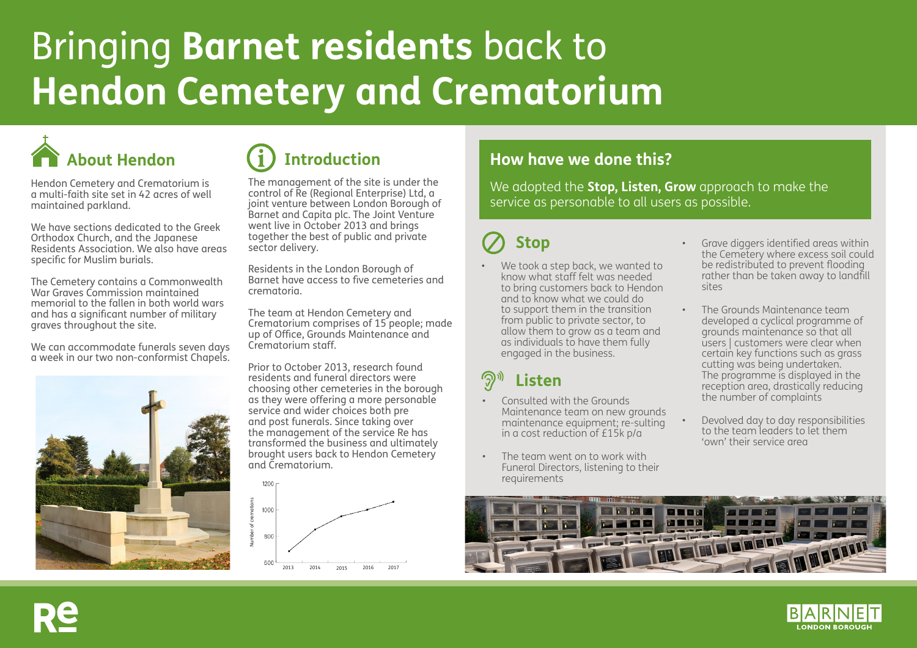# Bringing **Barnet residents** back to **Hendon Cemetery and Crematorium**

## About Hendon

Hendon Cemetery and Crematorium is a multi-faith site set in 42 acres of well maintained parkland.

We have sections dedicated to the Greek Orthodox Church, and the Japanese Residents Association. We also have areas specific for Muslim burials.

The Cemetery contains a Commonwealth War Graves Commission maintained memorial to the fallen in both world wars and has a significant number of military graves throughout the site.

We can accommodate funerals seven days a week in our two non-conformist Chapels.

## Introduction

The management of the site is under the control of Re (Regional Enterprise) Ltd, a joint venture between London Borough of Barnet and Capita plc. The Joint Venture went live in October 2013 and brings together the best of public and private sector delivery.

Residents in the London Borough of Barnet have access to five cemeteries and crematoria.

The team at Hendon Cemetery and Crematorium comprises of 15 people; made up of Office, Grounds Maintenance and Crematorium staff.

Prior to October 2013, research found residents and funeral directors were choosing other cemeteries in the borough as they were offering a more personable service and wider choices both pre and post funerals. Since taking over the management of the service Re has transformed the business and ultimately brought users back to Hendon Cemetery and Crematorium.

| Year | Number of cremations (approx.) |
|---|---|
| 2013 | 680 |
| 2014 | 850 |
| 2015 | 950 |
| 2016 | 1000 |
| 2017 | 1060 |

## How have we done this?

We adopted the **Stop, Listen, Grow** approach to make the service as personable to all users as possible.

### Stop

- We took a step back, we wanted to know what staff felt was needed to bring customers back to Hendon and to know what we could do to support them in the transition from public to private sector, to allow them to grow as a team and as individuals to have them fully engaged in the business.

### Listen

- Consulted with the Grounds Maintenance team on new grounds maintenance equipment; re-sulting in a cost reduction of £15k p/a
- The team went on to work with Funeral Directors, listening to their requirements
- Grave diggers identified areas within the Cemetery where excess soil could be redistributed to prevent flooding rather than be taken away to landfill sites
- The Grounds Maintenance team developed a cyclical programme of grounds maintenance so that all users | customers were clear when certain key functions such as grass cutting was being undertaken. The programme is displayed in the reception area, drastically reducing the number of complaints
- Devolved day to day responsibilities to the team leaders to let them 'own' their service area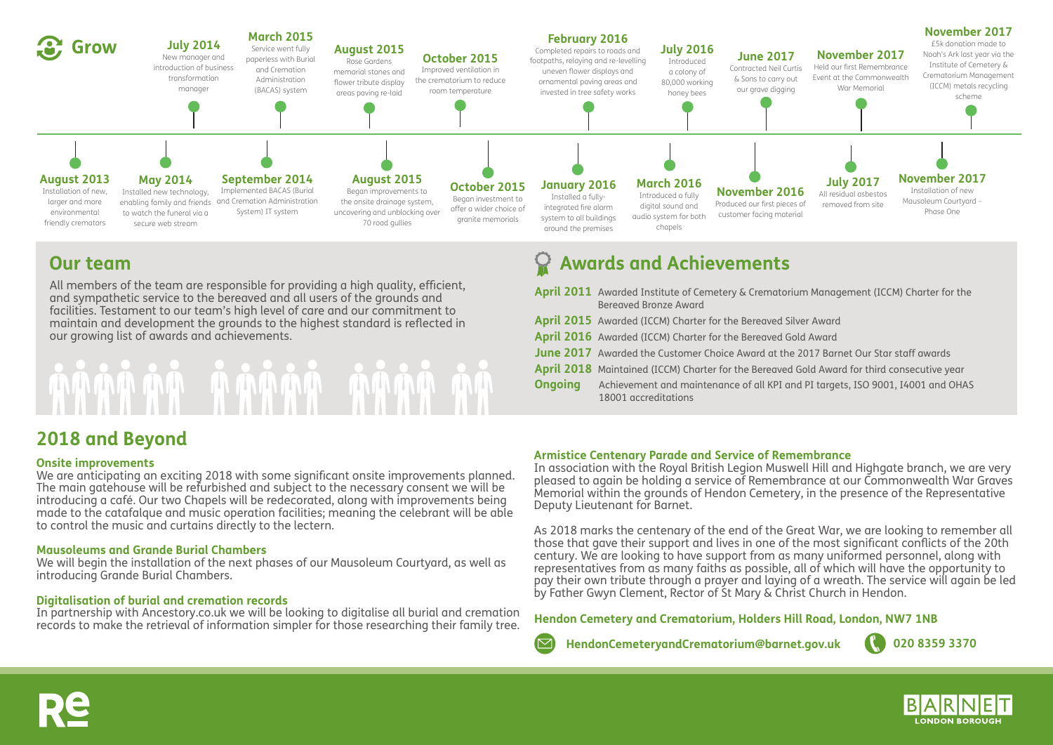## Grow

**August 2013**
Installation of new, larger and more environmental friendly cremators

**May 2014**
Installed new technology, enabling family and friends to watch the funeral via a secure web stream

**July 2014**
New manager and introduction of business transformation manager

**September 2014**
Implemented BACAS (Burial and Cremation Administration System) IT system

**March 2015**
Service went fully paperless with Burial and Cremation Administration (BACAS) system

**August 2015**
Rose Gardens memorial stones and flower tribute display areas paving re-laid

**August 2015**
Began improvements to the onsite drainage system, uncovering and unblocking over 70 road gullies

**October 2015**
Improved ventilation in the crematorium to reduce room temperature

**October 2015**
Began investment to offer a wider choice of granite memorials

**January 2016**
Installed a fully-integrated fire alarm system to all buildings around the premises

**February 2016**
Completed repairs to roads and footpaths, relaying and re-levelling uneven flower displays and ornamental paving areas and invested in tree safety works

**March 2016**
Introduced a fully digital sound and audio system for both chapels

**July 2016**
Introduced a colony of 80,000 working honey bees

**November 2016**
Produced our first pieces of customer facing material

**June 2017**
Contracted Neil Curtis & Sons to carry out our grave digging

**July 2017**
All residual asbestos removed from site

**November 2017**
Held our first Remembrance Event at the Commonwealth War Memorial

**November 2017**
Installation of new Mausoleum Courtyard – Phase One

**November 2017**
£5k donation made to Noah's Ark last year via the Institute of Cemetery & Crematorium Management (ICCM) metals recycling scheme

## Our team

All members of the team are responsible for providing a high quality, efficient, and sympathetic service to the bereaved and all users of the grounds and facilities. Testament to our team's high level of care and our commitment to maintain and development the grounds to the highest standard is reflected in our growing list of awards and achievements.

## Awards and Achievements

**April 2011** Awarded Institute of Cemetery & Crematorium Management (ICCM) Charter for the Bereaved Bronze Award

**April 2015** Awarded (ICCM) Charter for the Bereaved Silver Award

**April 2016** Awarded (ICCM) Charter for the Bereaved Gold Award

**June 2017** Awarded the Customer Choice Award at the 2017 Barnet Our Star staff awards

**April 2018** Maintained (ICCM) Charter for the Bereaved Gold Award for third consecutive year

**Ongoing** Achievement and maintenance of all KPI and PI targets, ISO 9001, I4001 and OHAS 18001 accreditations

## 2018 and Beyond

### Onsite improvements

We are anticipating an exciting 2018 with some significant onsite improvements planned. The main gatehouse will be refurbished and subject to the necessary consent we will be introducing a café. Our two Chapels will be redecorated, along with improvements being made to the catafalque and music operation facilities; meaning the celebrant will be able to control the music and curtains directly to the lectern.

### Mausoleums and Grande Burial Chambers

We will begin the installation of the next phases of our Mausoleum Courtyard, as well as introducing Grande Burial Chambers.

### Digitalisation of burial and cremation records

In partnership with Ancestory.co.uk we will be looking to digitalise all burial and cremation records to make the retrieval of information simpler for those researching their family tree.

### Armistice Centenary Parade and Service of Remembrance

In association with the Royal British Legion Muswell Hill and Highgate branch, we are very pleased to again be holding a service of Remembrance at our Commonwealth War Graves Memorial within the grounds of Hendon Cemetery, in the presence of the Representative Deputy Lieutenant for Barnet.

As 2018 marks the centenary of the end of the Great War, we are looking to remember all those that gave their support and lives in one of the most significant conflicts of the 20th century. We are looking to have support from as many uniformed personnel, along with representatives from as many faiths as possible, all of which will have the opportunity to pay their own tribute through a prayer and laying of a wreath. The service will again be led by Father Gwyn Clement, Rector of St Mary & Christ Church in Hendon.

**Hendon Cemetery and Crematorium, Holders Hill Road, London, NW7 1NB**

**HendonCemeteryandCrematorium@barnet.gov.uk** **020 8359 3370**

Re

BARNET LONDON BOROUGH